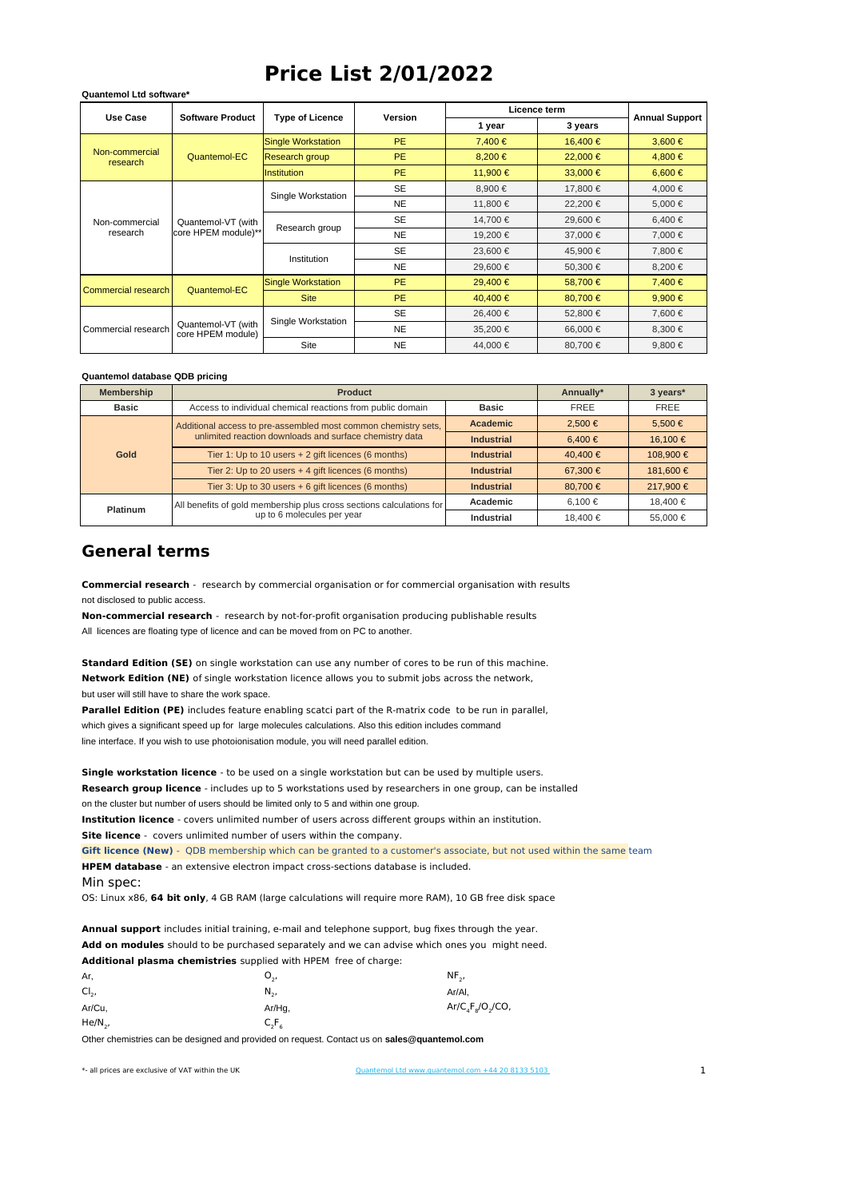# Price List 2/01/2022

**Quantemol Ltd software***

| Use Case | Software Product | Type of Licence | Version | Licence term | | Annual Support |
|---|---|---|---|---|---|---|
| | | | | 1 year | 3 years | |
| Non-commercial research | Quantemol-EC | Single Workstation | PE | 7,400 € | 16,400 € | 3,600 € |
| | | Research group | PE | 8,200 € | 22,000 € | 4,800 € |
| | | Institution | PE | 11,900 € | 33,000 € | 6,600 € |
| Non-commercial research | Quantemol-VT (with core HPEM module)** | Single Workstation | SE | 8,900 € | 17,800 € | 4,000 € |
| | | | NE | 11,800 € | 22,200 € | 5,000 € |
| | | Research group | SE | 14,700 € | 29,600 € | 6,400 € |
| | | | NE | 19,200 € | 37,000 € | 7,000 € |
| | | Institution | SE | 23,600 € | 45,900 € | 7,800 € |
| | | | NE | 29,600 € | 50,300 € | 8,200 € |
| Commercial research | Quantemol-EC | Single Workstation | PE | 29,400 € | 58,700 € | 7,400 € |
| | | Site | PE | 40,400 € | 80,700 € | 9,900 € |
| Commercial research | Quantemol-VT (with core HPEM module) | Single Workstation | SE | 26,400 € | 52,800 € | 7,600 € |
| | | | NE | 35,200 € | 66,000 € | 8,300 € |
| | | Site | NE | 44,000 € | 80,700 € | 9,800 € |

**Quantemol database QDB pricing**

| Membership | Product | | Annually* | 3 years* |
|---|---|---|---|---|
| Basic | Access to individual chemical reactions from public domain | Basic | FREE | FREE |
| Gold | Additional access to pre-assembled most common chemistry sets, unlimited reaction downloads and surface chemistry data | Academic | 2,500 € | 5,500 € |
| | | Industrial | 6,400 € | 16,100 € |
| | Tier 1: Up to 10 users + 2 gift licences (6 months) | Industrial | 40,400 € | 108,900 € |
| | Tier 2: Up to 20 users + 4 gift licences (6 months) | Industrial | 67,300 € | 181,600 € |
| | Tier 3: Up to 30 users + 6 gift licences (6 months) | Industrial | 80,700 € | 217,900 € |
| Platinum | All benefits of gold membership plus cross sections calculations for up to 6 molecules per year | Academic | 6,100 € | 18,400 € |
| | | Industrial | 18,400 € | 55,000 € |

## General terms

**Commercial research** - research by commercial organisation or for commercial organisation with results not disclosed to public access.

**Non-commercial research** - research by not-for-profit organisation producing publishable results

All licences are floating type of licence and can be moved from on PC to another.

**Standard Edition (SE)** on single workstation can use any number of cores to be run of this machine.

**Network Edition (NE)** of single workstation licence allows you to submit jobs across the network, but user will still have to share the work space.

**Parallel Edition (PE)** includes feature enabling scatci part of the R-matrix code to be run in parallel, which gives a significant speed up for large molecules calculations. Also this edition includes command line interface. If you wish to use photoionisation module, you will need parallel edition.

**Single workstation licence** - to be used on a single workstation but can be used by multiple users.

**Research group licence** - includes up to 5 workstations used by researchers in one group, can be installed on the cluster but number of users should be limited only to 5 and within one group.

**Institution licence** - covers unlimited number of users across different groups within an institution.

**Site licence** - covers unlimited number of users within the company.

**Gift licence (New)** - QDB membership which can be granted to a customer's associate, but not used within the same team

**HPEM database** - an extensive electron impact cross-sections database is included.

Min spec:

OS: Linux x86, **64 bit only**, 4 GB RAM (large calculations will require more RAM), 10 GB free disk space

**Annual support** includes initial training, e-mail and telephone support, bug fixes through the year.

**Add on modules** should to be purchased separately and we can advise which ones you might need.

**Additional plasma chemistries** supplied with HPEM free of charge:

| | | |
|---|---|---|
| Ar, | $O_2$, | $NF_2$, |
| $Cl_2$, | $N_2$, | Ar/Al, |
| Ar/Cu, | Ar/Hg, | $Ar/C_4F_8/O_2/CO$, |
| $He/N_2$, | $C_2F_6$ | |

Other chemistries can be designed and provided on request. Contact us on **sales@quantemol.com**

*- all prices are exclusive of VAT within the UK

Quantemol Ltd www.quantemol.com +44 20 8133 5103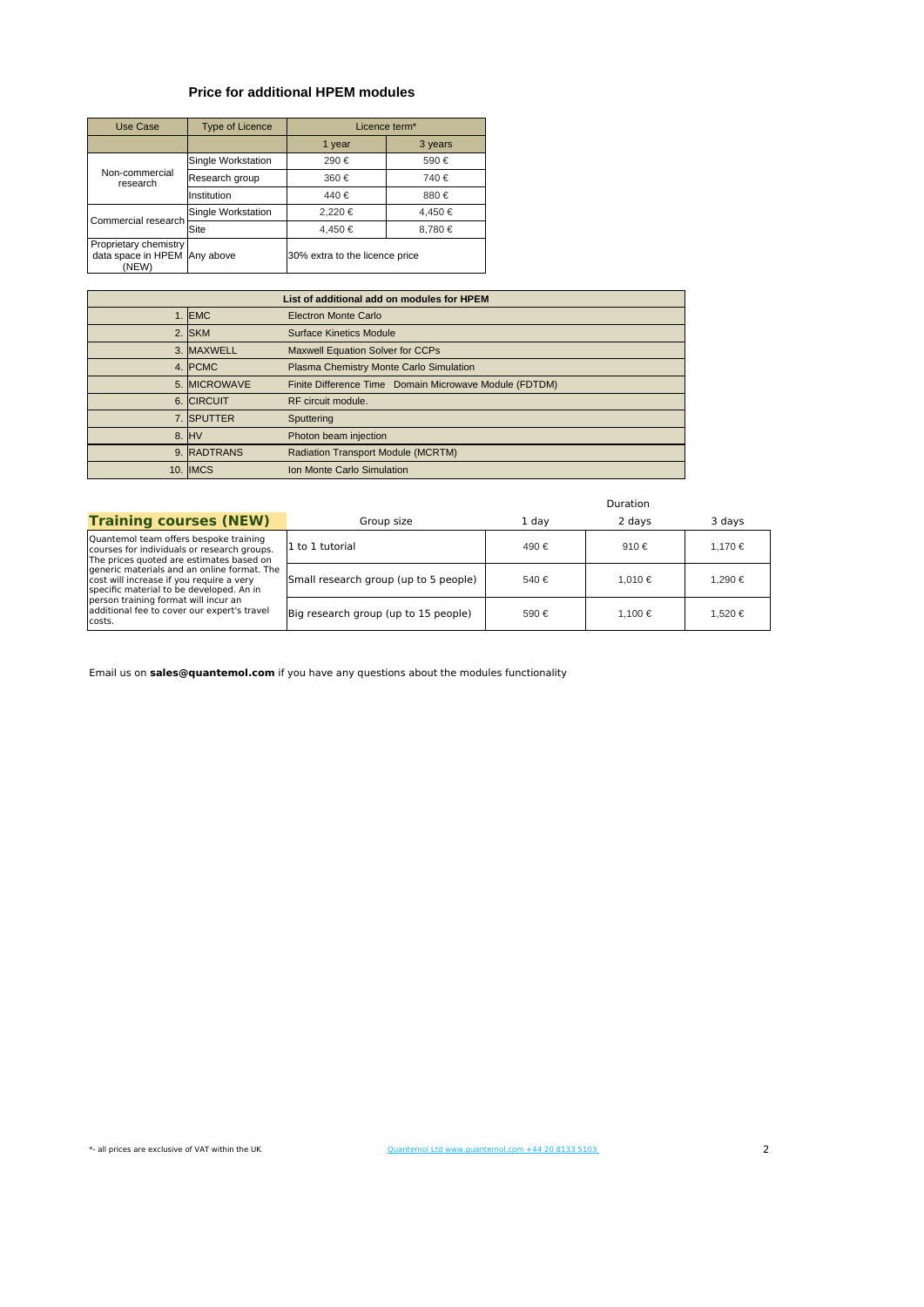## Price for additional HPEM modules

| Use Case | Type of Licence | Licence term* | |
|---|---|---|---|
| | | 1 year | 3 years |
| Non-commercial research | Single Workstation | 290 € | 590 € |
| | Research group | 360 € | 740 € |
| | Institution | 440 € | 880 € |
| Commercial research | Single Workstation | 2,220 € | 4,450 € |
| | Site | 4,450 € | 8,780 € |
| Proprietary chemistry data space in HPEM (NEW) | Any above | 30% extra to the licence price | |

| List of additional add on modules for HPEM | | |
|---|---|---|
| 1. | EMC | Electron Monte Carlo |
| 2. | SKM | Surface Kinetics Module |
| 3. | MAXWELL | Maxwell Equation Solver for CCPs |
| 4. | PCMC | Plasma Chemistry Monte Carlo Simulation |
| 5. | MICROWAVE | Finite Difference Time Domain Microwave Module (FDTDM) |
| 6. | CIRCUIT | RF circuit module. |
| 7. | SPUTTER | Sputtering |
| 8. | HV | Photon beam injection |
| 9. | RADTRANS | Radiation Transport Module (MCRTM) |
| 10. | IMCS | Ion Monte Carlo Simulation |

| **Training courses (NEW)** | Group size | Duration: 1 day | 2 days | 3 days |
|---|---|---|---|---|
| Quantemol team offers bespoke training courses for individuals or research groups. The prices quoted are estimates based on generic materials and an online format. The cost will increase if you require a very specific material to be developed. An in person training format will incur an additional fee to cover our expert's travel costs. | 1 to 1 tutorial | 490 € | 910 € | 1,170 € |
| | Small research group (up to 5 people) | 540 € | 1,010 € | 1,290 € |
| | Big research group (up to 15 people) | 590 € | 1,100 € | 1,520 € |

Email us on **sales@quantemol.com** if you have any questions about the modules functionality

*- all prices are exclusive of VAT within the UK

Quantemol Ltd www.quantemol.com +44 20 8133 5103